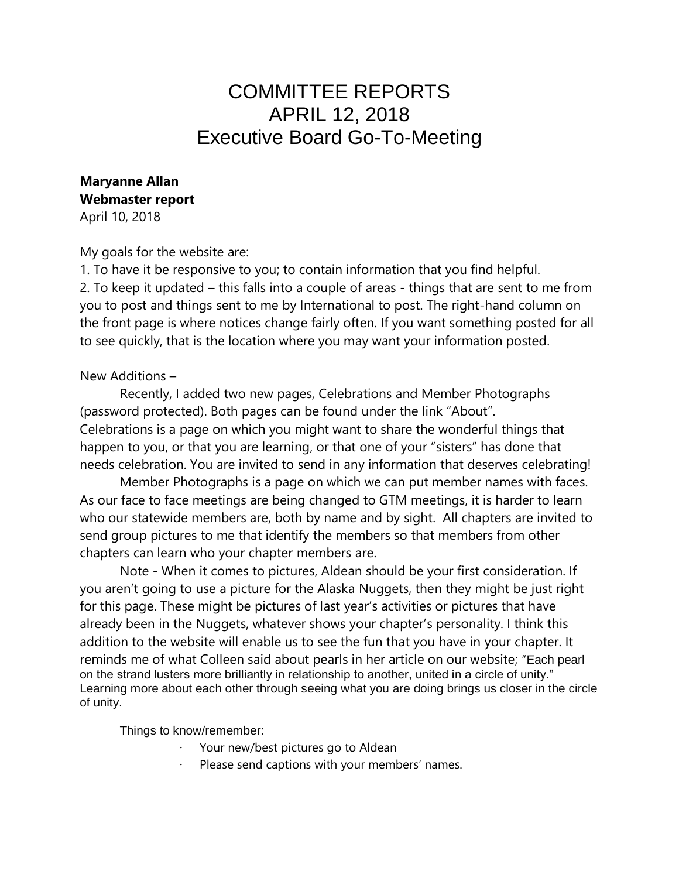# COMMITTEE REPORTS
# APRIL 12, 2018
# Executive Board Go-To-Meeting

**Maryanne Allan**
**Webmaster report**
April 10, 2018

My goals for the website are:
1. To have it be responsive to you; to contain information that you find helpful.
2. To keep it updated – this falls into a couple of areas - things that are sent to me from you to post and things sent to me by International to post. The right-hand column on the front page is where notices change fairly often. If you want something posted for all to see quickly, that is the location where you may want your information posted.

New Additions –

Recently, I added two new pages, Celebrations and Member Photographs (password protected). Both pages can be found under the link "About". Celebrations is a page on which you might want to share the wonderful things that happen to you, or that you are learning, or that one of your "sisters" has done that needs celebration. You are invited to send in any information that deserves celebrating!

Member Photographs is a page on which we can put member names with faces. As our face to face meetings are being changed to GTM meetings, it is harder to learn who our statewide members are, both by name and by sight. All chapters are invited to send group pictures to me that identify the members so that members from other chapters can learn who your chapter members are.

Note - When it comes to pictures, Aldean should be your first consideration. If you aren't going to use a picture for the Alaska Nuggets, then they might be just right for this page. These might be pictures of last year's activities or pictures that have already been in the Nuggets, whatever shows your chapter's personality. I think this addition to the website will enable us to see the fun that you have in your chapter. It reminds me of what Colleen said about pearls in her article on our website; "Each pearl on the strand lusters more brilliantly in relationship to another, united in a circle of unity." Learning more about each other through seeing what you are doing brings us closer in the circle of unity.

Things to know/remember:

- Your new/best pictures go to Aldean
- Please send captions with your members' names.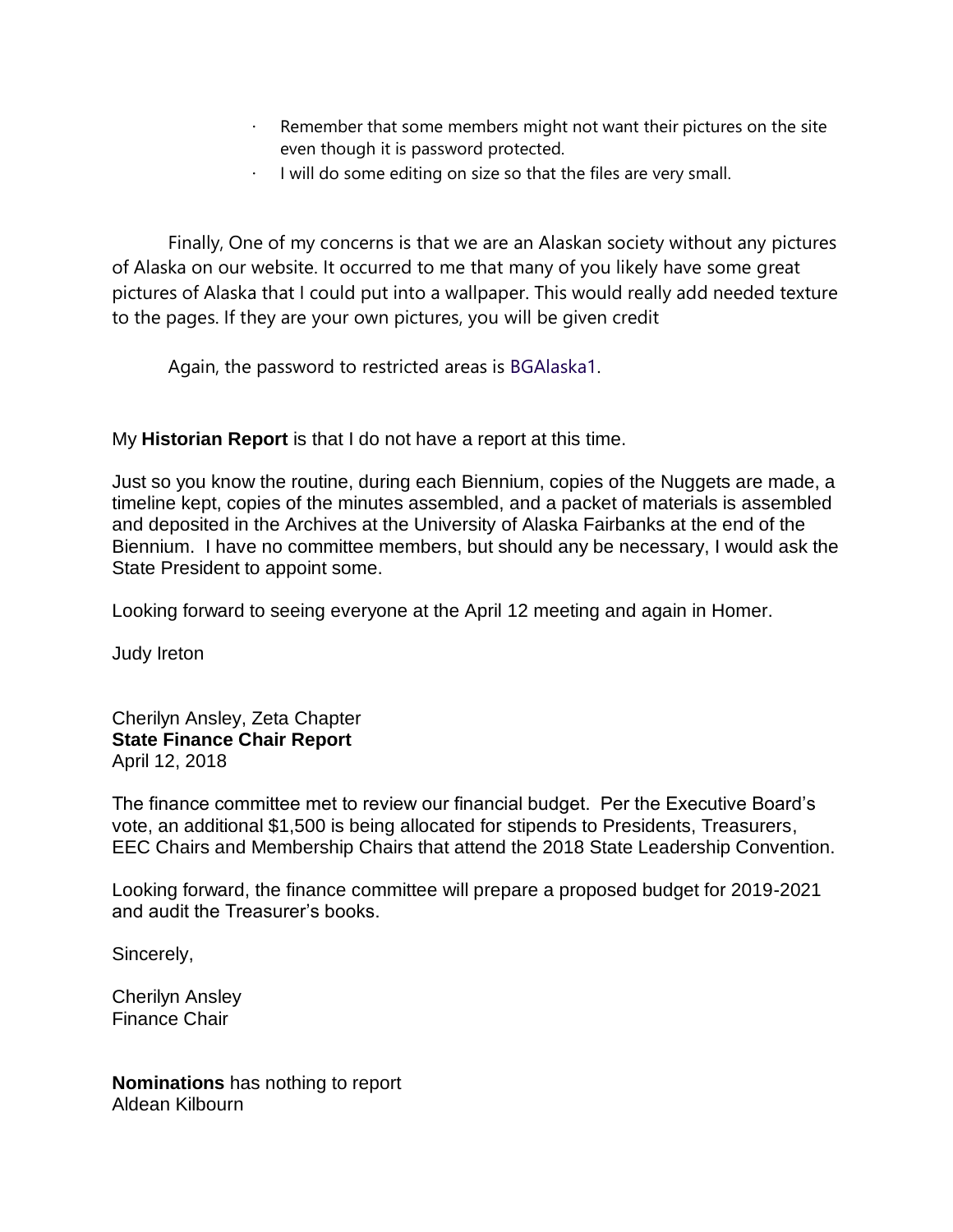- Remember that some members might not want their pictures on the site even though it is password protected.
- I will do some editing on size so that the files are very small.

Finally, One of my concerns is that we are an Alaskan society without any pictures of Alaska on our website. It occurred to me that many of you likely have some great pictures of Alaska that I could put into a wallpaper. This would really add needed texture to the pages. If they are your own pictures, you will be given credit

Again, the password to restricted areas is BGAlaska1.

My **Historian Report** is that I do not have a report at this time.

Just so you know the routine, during each Biennium, copies of the Nuggets are made, a timeline kept, copies of the minutes assembled, and a packet of materials is assembled and deposited in the Archives at the University of Alaska Fairbanks at the end of the Biennium. I have no committee members, but should any be necessary, I would ask the State President to appoint some.

Looking forward to seeing everyone at the April 12 meeting and again in Homer.

Judy Ireton

Cherilyn Ansley, Zeta Chapter
**State Finance Chair Report**
April 12, 2018

The finance committee met to review our financial budget. Per the Executive Board's vote, an additional $1,500 is being allocated for stipends to Presidents, Treasurers, EEC Chairs and Membership Chairs that attend the 2018 State Leadership Convention.

Looking forward, the finance committee will prepare a proposed budget for 2019-2021 and audit the Treasurer's books.

Sincerely,

Cherilyn Ansley
Finance Chair

**Nominations** has nothing to report
Aldean Kilbourn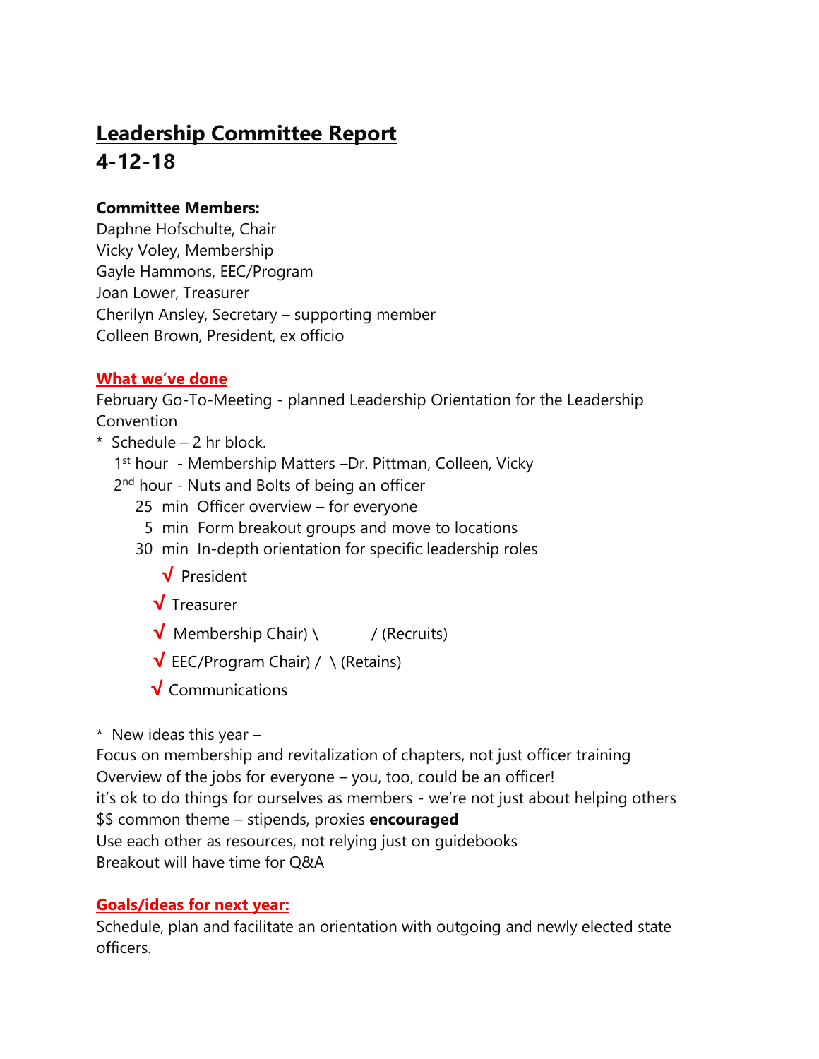# Leadership Committee Report
## 4-12-18

**Committee Members:**

Daphne Hofschulte, Chair
Vicky Voley, Membership
Gayle Hammons, EEC/Program
Joan Lower, Treasurer
Cherilyn Ansley, Secretary – supporting member
Colleen Brown, President, ex officio

**What we've done**

February Go-To-Meeting - planned Leadership Orientation for the Leadership Convention

- Schedule – 2 hr block.
  - 1st hour - Membership Matters –Dr. Pittman, Colleen, Vicky
  - 2nd hour - Nuts and Bolts of being an officer
    - 25 min Officer overview – for everyone
    - 5 min Form breakout groups and move to locations
    - 30 min In-depth orientation for specific leadership roles
      - √ President
      - √ Treasurer
      - √ Membership Chair) \ / (Recruits)
      - √ EEC/Program Chair) / \ (Retains)
      - √ Communications

- New ideas this year –

Focus on membership and revitalization of chapters, not just officer training
Overview of the jobs for everyone – you, too, could be an officer!
it's ok to do things for ourselves as members - we're not just about helping others
$$ common theme – stipends, proxies **encouraged**
Use each other as resources, not relying just on guidebooks
Breakout will have time for Q&A

**Goals/ideas for next year:**

Schedule, plan and facilitate an orientation with outgoing and newly elected state officers.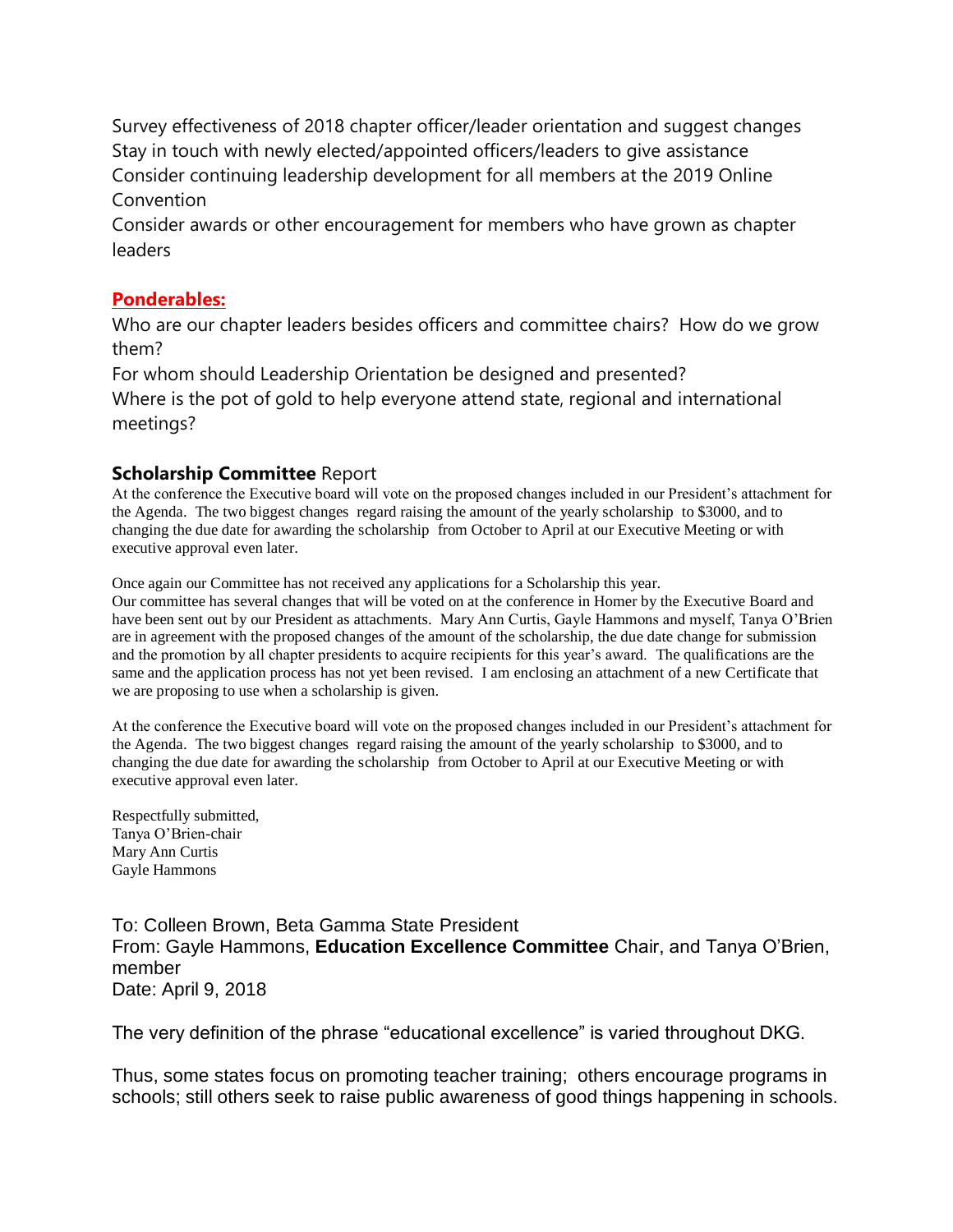Survey effectiveness of 2018 chapter officer/leader orientation and suggest changes
Stay in touch with newly elected/appointed officers/leaders to give assistance
Consider continuing leadership development for all members at the 2019 Online Convention
Consider awards or other encouragement for members who have grown as chapter leaders

**Ponderables:**

Who are our chapter leaders besides officers and committee chairs? How do we grow them?
For whom should Leadership Orientation be designed and presented?
Where is the pot of gold to help everyone attend state, regional and international meetings?

**Scholarship Committee** Report

At the conference the Executive board will vote on the proposed changes included in our President's attachment for the Agenda. The two biggest changes regard raising the amount of the yearly scholarship to $3000, and to changing the due date for awarding the scholarship from October to April at our Executive Meeting or with executive approval even later.

Once again our Committee has not received any applications for a Scholarship this year.
Our committee has several changes that will be voted on at the conference in Homer by the Executive Board and have been sent out by our President as attachments. Mary Ann Curtis, Gayle Hammons and myself, Tanya O'Brien are in agreement with the proposed changes of the amount of the scholarship, the due date change for submission and the promotion by all chapter presidents to acquire recipients for this year's award. The qualifications are the same and the application process has not yet been revised. I am enclosing an attachment of a new Certificate that we are proposing to use when a scholarship is given.

At the conference the Executive board will vote on the proposed changes included in our President's attachment for the Agenda. The two biggest changes regard raising the amount of the yearly scholarship to $3000, and to changing the due date for awarding the scholarship from October to April at our Executive Meeting or with executive approval even later.

Respectfully submitted,
Tanya O'Brien-chair
Mary Ann Curtis
Gayle Hammons

To: Colleen Brown, Beta Gamma State President
From: Gayle Hammons, **Education Excellence Committee** Chair, and Tanya O'Brien, member
Date: April 9, 2018

The very definition of the phrase "educational excellence" is varied throughout DKG.

Thus, some states focus on promoting teacher training; others encourage programs in schools; still others seek to raise public awareness of good things happening in schools.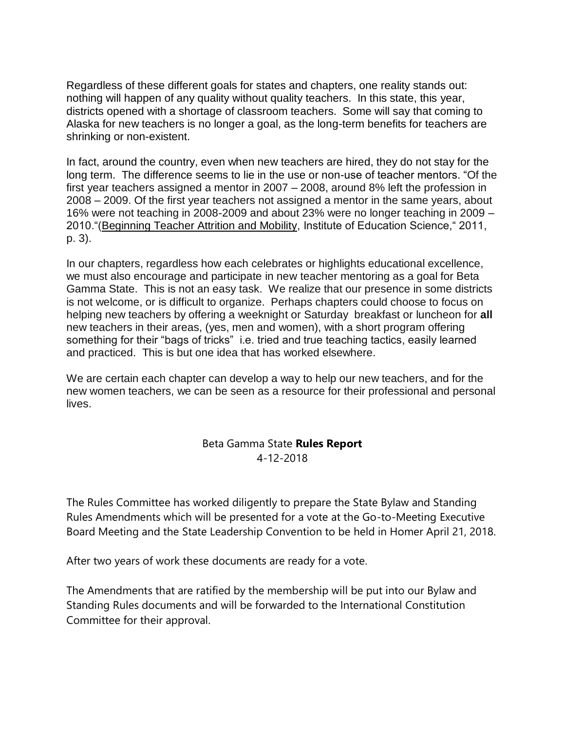Regardless of these different goals for states and chapters, one reality stands out: nothing will happen of any quality without quality teachers. In this state, this year, districts opened with a shortage of classroom teachers. Some will say that coming to Alaska for new teachers is no longer a goal, as the long-term benefits for teachers are shrinking or non-existent.

In fact, around the country, even when new teachers are hired, they do not stay for the long term. The difference seems to lie in the use or non-use of teacher mentors. "Of the first year teachers assigned a mentor in 2007 – 2008, around 8% left the profession in 2008 – 2009. Of the first year teachers not assigned a mentor in the same years, about 16% were not teaching in 2008-2009 and about 23% were no longer teaching in 2009 – 2010."(Beginning Teacher Attrition and Mobility, Institute of Education Science," 2011, p. 3).

In our chapters, regardless how each celebrates or highlights educational excellence, we must also encourage and participate in new teacher mentoring as a goal for Beta Gamma State. This is not an easy task. We realize that our presence in some districts is not welcome, or is difficult to organize. Perhaps chapters could choose to focus on helping new teachers by offering a weeknight or Saturday breakfast or luncheon for **all** new teachers in their areas, (yes, men and women), with a short program offering something for their "bags of tricks" i.e. tried and true teaching tactics, easily learned and practiced. This is but one idea that has worked elsewhere.

We are certain each chapter can develop a way to help our new teachers, and for the new women teachers, we can be seen as a resource for their professional and personal lives.

## Beta Gamma State **Rules Report**
4-12-2018

The Rules Committee has worked diligently to prepare the State Bylaw and Standing Rules Amendments which will be presented for a vote at the Go-to-Meeting Executive Board Meeting and the State Leadership Convention to be held in Homer April 21, 2018.

After two years of work these documents are ready for a vote.

The Amendments that are ratified by the membership will be put into our Bylaw and Standing Rules documents and will be forwarded to the International Constitution Committee for their approval.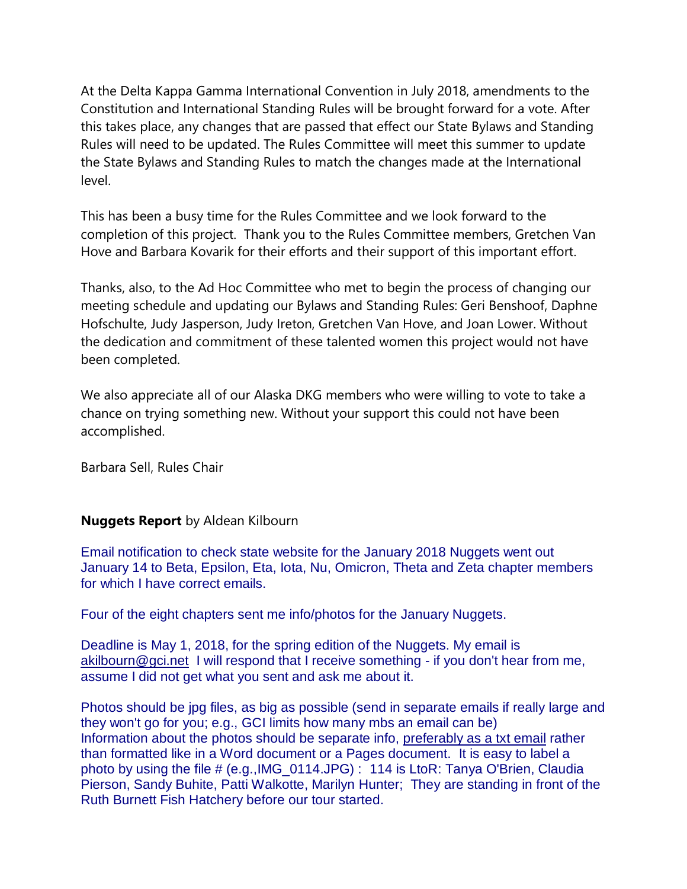At the Delta Kappa Gamma International Convention in July 2018, amendments to the Constitution and International Standing Rules will be brought forward for a vote. After this takes place, any changes that are passed that effect our State Bylaws and Standing Rules will need to be updated. The Rules Committee will meet this summer to update the State Bylaws and Standing Rules to match the changes made at the International level.

This has been a busy time for the Rules Committee and we look forward to the completion of this project. Thank you to the Rules Committee members, Gretchen Van Hove and Barbara Kovarik for their efforts and their support of this important effort.

Thanks, also, to the Ad Hoc Committee who met to begin the process of changing our meeting schedule and updating our Bylaws and Standing Rules: Geri Benshoof, Daphne Hofschulte, Judy Jasperson, Judy Ireton, Gretchen Van Hove, and Joan Lower. Without the dedication and commitment of these talented women this project would not have been completed.

We also appreciate all of our Alaska DKG members who were willing to vote to take a chance on trying something new. Without your support this could not have been accomplished.

Barbara Sell, Rules Chair

**Nuggets Report** by Aldean Kilbourn

Email notification to check state website for the January 2018 Nuggets went out January 14 to Beta, Epsilon, Eta, Iota, Nu, Omicron, Theta and Zeta chapter members for which I have correct emails.

Four of the eight chapters sent me info/photos for the January Nuggets.

Deadline is May 1, 2018, for the spring edition of the Nuggets. My email is akilbourn@gci.net I will respond that I receive something - if you don't hear from me, assume I did not get what you sent and ask me about it.

Photos should be jpg files, as big as possible (send in separate emails if really large and they won't go for you; e.g., GCI limits how many mbs an email can be)
Information about the photos should be separate info, preferably as a txt email rather than formatted like in a Word document or a Pages document. It is easy to label a photo by using the file # (e.g.,IMG_0114.JPG) : 114 is LtoR: Tanya O'Brien, Claudia Pierson, Sandy Buhite, Patti Walkotte, Marilyn Hunter; They are standing in front of the Ruth Burnett Fish Hatchery before our tour started.